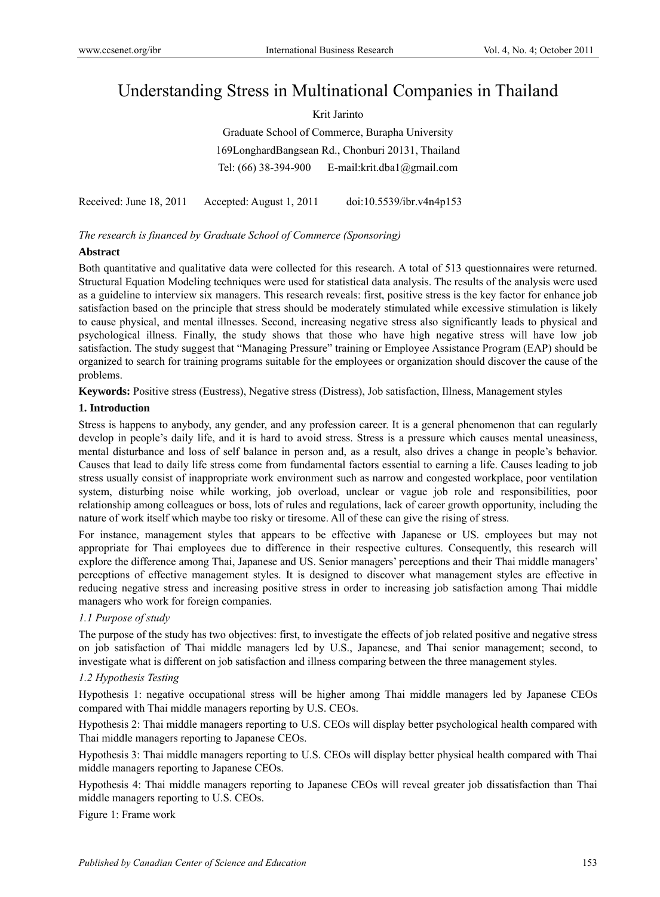# Understanding Stress in Multinational Companies in Thailand

Krit Jarinto

Graduate School of Commerce, Burapha University

169LonghardBangsean Rd., Chonburi 20131, Thailand

Tel: (66) 38-394-900 E-mail:krit.dba1@gmail.com

Received: June 18, 2011 Accepted: August 1, 2011 doi:10.5539/ibr.v4n4p153

*The research is financed by Graduate School of Commerce (Sponsoring)*

**Abstract**

Both quantitative and qualitative data were collected for this research. A total of 513 questionnaires were returned. Structural Equation Modeling techniques were used for statistical data analysis. The results of the analysis were used as a guideline to interview six managers. This research reveals: first, positive stress is the key factor for enhance job satisfaction based on the principle that stress should be moderately stimulated while excessive stimulation is likely to cause physical, and mental illnesses. Second, increasing negative stress also significantly leads to physical and psychological illness. Finally, the study shows that those who have high negative stress will have low job satisfaction. The study suggest that "Managing Pressure" training or Employee Assistance Program (EAP) should be organized to search for training programs suitable for the employees or organization should discover the cause of the problems.

**Keywords:** Positive stress (Eustress), Negative stress (Distress), Job satisfaction, Illness, Management styles

## 1. Introduction

Stress is happens to anybody, any gender, and any profession career. It is a general phenomenon that can regularly develop in people's daily life, and it is hard to avoid stress. Stress is a pressure which causes mental uneasiness, mental disturbance and loss of self balance in person and, as a result, also drives a change in people's behavior. Causes that lead to daily life stress come from fundamental factors essential to earning a life. Causes leading to job stress usually consist of inappropriate work environment such as narrow and congested workplace, poor ventilation system, disturbing noise while working, job overload, unclear or vague job role and responsibilities, poor relationship among colleagues or boss, lots of rules and regulations, lack of career growth opportunity, including the nature of work itself which maybe too risky or tiresome. All of these can give the rising of stress.

For instance, management styles that appears to be effective with Japanese or US. employees but may not appropriate for Thai employees due to difference in their respective cultures. Consequently, this research will explore the difference among Thai, Japanese and US. Senior managers' perceptions and their Thai middle managers' perceptions of effective management styles. It is designed to discover what management styles are effective in reducing negative stress and increasing positive stress in order to increasing job satisfaction among Thai middle managers who work for foreign companies.

### *1.1 Purpose of study*

The purpose of the study has two objectives: first, to investigate the effects of job related positive and negative stress on job satisfaction of Thai middle managers led by U.S., Japanese, and Thai senior management; second, to investigate what is different on job satisfaction and illness comparing between the three management styles.

### *1.2 Hypothesis Testing*

Hypothesis 1: negative occupational stress will be higher among Thai middle managers led by Japanese CEOs compared with Thai middle managers reporting by U.S. CEOs.

Hypothesis 2: Thai middle managers reporting to U.S. CEOs will display better psychological health compared with Thai middle managers reporting to Japanese CEOs.

Hypothesis 3: Thai middle managers reporting to U.S. CEOs will display better physical health compared with Thai middle managers reporting to Japanese CEOs.

Hypothesis 4: Thai middle managers reporting to Japanese CEOs will reveal greater job dissatisfaction than Thai middle managers reporting to U.S. CEOs.

Figure 1: Frame work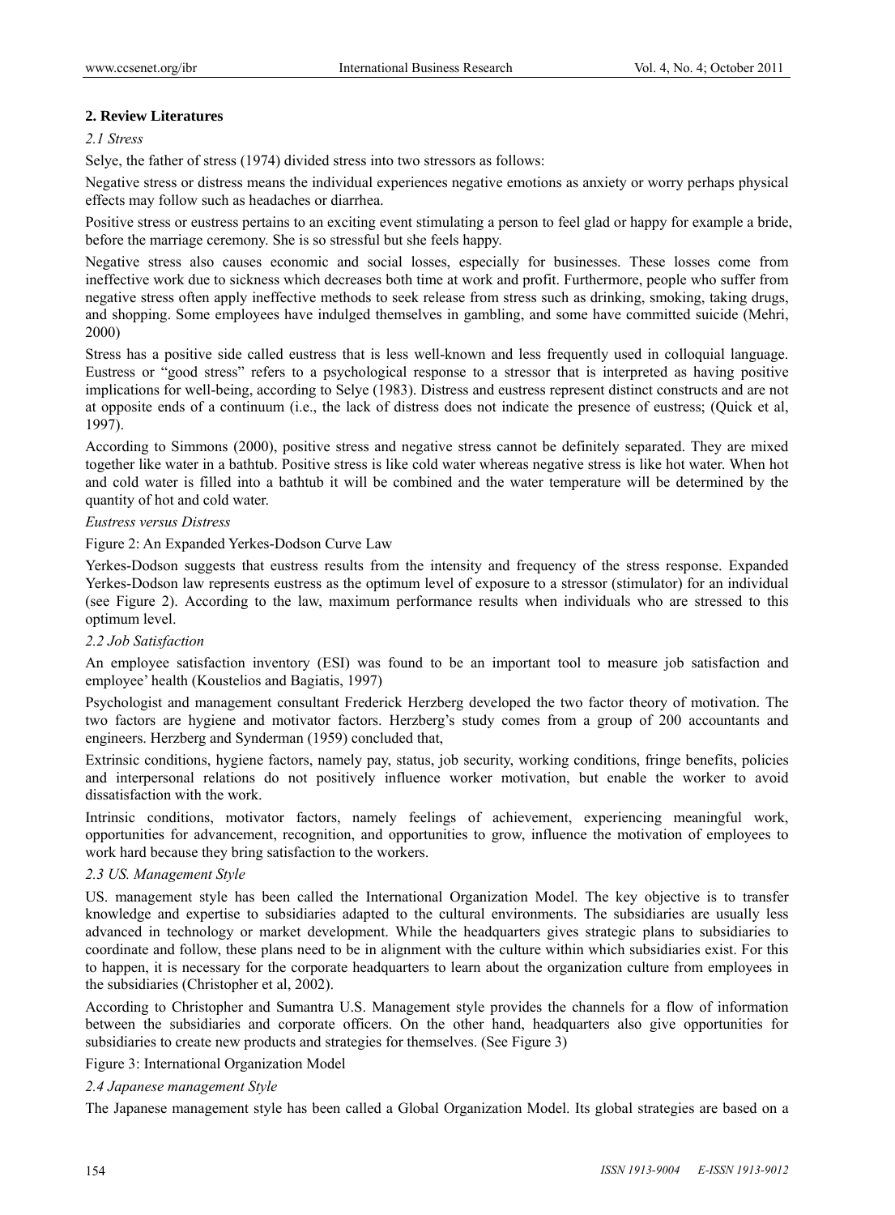## 2. Review Literatures

### *2.1 Stress*

Selye, the father of stress (1974) divided stress into two stressors as follows:

Negative stress or distress means the individual experiences negative emotions as anxiety or worry perhaps physical effects may follow such as headaches or diarrhea.

Positive stress or eustress pertains to an exciting event stimulating a person to feel glad or happy for example a bride, before the marriage ceremony. She is so stressful but she feels happy.

Negative stress also causes economic and social losses, especially for businesses. These losses come from ineffective work due to sickness which decreases both time at work and profit. Furthermore, people who suffer from negative stress often apply ineffective methods to seek release from stress such as drinking, smoking, taking drugs, and shopping. Some employees have indulged themselves in gambling, and some have committed suicide (Mehri, 2000)

Stress has a positive side called eustress that is less well-known and less frequently used in colloquial language. Eustress or "good stress" refers to a psychological response to a stressor that is interpreted as having positive implications for well-being, according to Selye (1983). Distress and eustress represent distinct constructs and are not at opposite ends of a continuum (i.e., the lack of distress does not indicate the presence of eustress; (Quick et al, 1997).

According to Simmons (2000), positive stress and negative stress cannot be definitely separated. They are mixed together like water in a bathtub. Positive stress is like cold water whereas negative stress is like hot water. When hot and cold water is filled into a bathtub it will be combined and the water temperature will be determined by the quantity of hot and cold water.

*Eustress versus Distress*

Figure 2: An Expanded Yerkes-Dodson Curve Law

Yerkes-Dodson suggests that eustress results from the intensity and frequency of the stress response. Expanded Yerkes-Dodson law represents eustress as the optimum level of exposure to a stressor (stimulator) for an individual (see Figure 2). According to the law, maximum performance results when individuals who are stressed to this optimum level.

### *2.2 Job Satisfaction*

An employee satisfaction inventory (ESI) was found to be an important tool to measure job satisfaction and employee' health (Koustelios and Bagiatis, 1997)

Psychologist and management consultant Frederick Herzberg developed the two factor theory of motivation. The two factors are hygiene and motivator factors. Herzberg's study comes from a group of 200 accountants and engineers. Herzberg and Synderman (1959) concluded that,

Extrinsic conditions, hygiene factors, namely pay, status, job security, working conditions, fringe benefits, policies and interpersonal relations do not positively influence worker motivation, but enable the worker to avoid dissatisfaction with the work.

Intrinsic conditions, motivator factors, namely feelings of achievement, experiencing meaningful work, opportunities for advancement, recognition, and opportunities to grow, influence the motivation of employees to work hard because they bring satisfaction to the workers.

### *2.3 US. Management Style*

US. management style has been called the International Organization Model. The key objective is to transfer knowledge and expertise to subsidiaries adapted to the cultural environments. The subsidiaries are usually less advanced in technology or market development. While the headquarters gives strategic plans to subsidiaries to coordinate and follow, these plans need to be in alignment with the culture within which subsidiaries exist. For this to happen, it is necessary for the corporate headquarters to learn about the organization culture from employees in the subsidiaries (Christopher et al, 2002).

According to Christopher and Sumantra U.S. Management style provides the channels for a flow of information between the subsidiaries and corporate officers. On the other hand, headquarters also give opportunities for subsidiaries to create new products and strategies for themselves. (See Figure 3)

Figure 3: International Organization Model

### *2.4 Japanese management Style*

The Japanese management style has been called a Global Organization Model. Its global strategies are based on a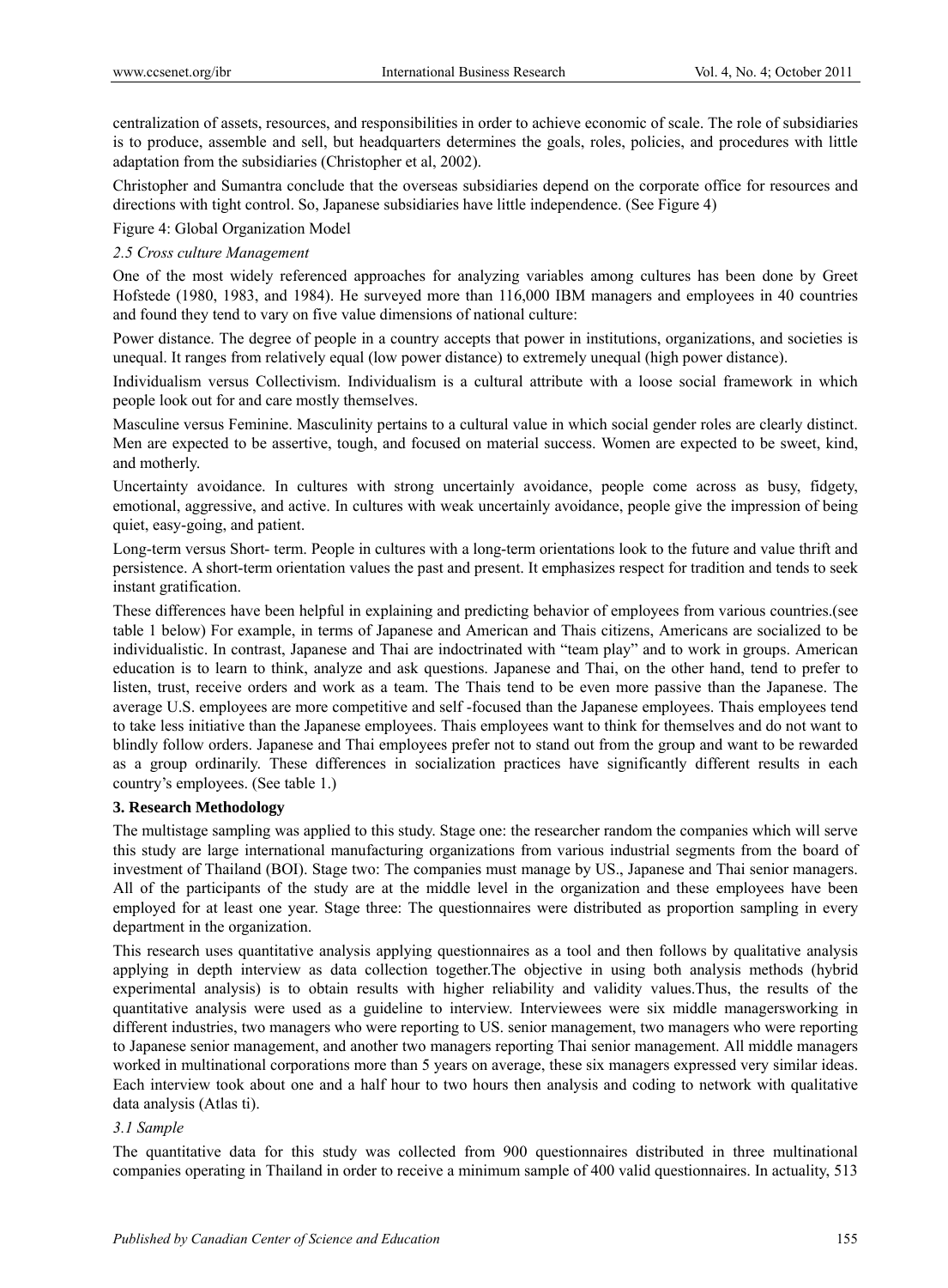centralization of assets, resources, and responsibilities in order to achieve economic of scale. The role of subsidiaries is to produce, assemble and sell, but headquarters determines the goals, roles, policies, and procedures with little adaptation from the subsidiaries (Christopher et al, 2002).

Christopher and Sumantra conclude that the overseas subsidiaries depend on the corporate office for resources and directions with tight control. So, Japanese subsidiaries have little independence. (See Figure 4)

Figure 4: Global Organization Model

### *2.5 Cross culture Management*

One of the most widely referenced approaches for analyzing variables among cultures has been done by Greet Hofstede (1980, 1983, and 1984). He surveyed more than 116,000 IBM managers and employees in 40 countries and found they tend to vary on five value dimensions of national culture:

Power distance. The degree of people in a country accepts that power in institutions, organizations, and societies is unequal. It ranges from relatively equal (low power distance) to extremely unequal (high power distance).

Individualism versus Collectivism. Individualism is a cultural attribute with a loose social framework in which people look out for and care mostly themselves.

Masculine versus Feminine. Masculinity pertains to a cultural value in which social gender roles are clearly distinct. Men are expected to be assertive, tough, and focused on material success. Women are expected to be sweet, kind, and motherly.

Uncertainty avoidance. In cultures with strong uncertainly avoidance, people come across as busy, fidgety, emotional, aggressive, and active. In cultures with weak uncertainly avoidance, people give the impression of being quiet, easy-going, and patient.

Long-term versus Short- term. People in cultures with a long-term orientations look to the future and value thrift and persistence. A short-term orientation values the past and present. It emphasizes respect for tradition and tends to seek instant gratification.

These differences have been helpful in explaining and predicting behavior of employees from various countries.(see table 1 below) For example, in terms of Japanese and American and Thais citizens, Americans are socialized to be individualistic. In contrast, Japanese and Thai are indoctrinated with "team play" and to work in groups. American education is to learn to think, analyze and ask questions. Japanese and Thai, on the other hand, tend to prefer to listen, trust, receive orders and work as a team. The Thais tend to be even more passive than the Japanese. The average U.S. employees are more competitive and self -focused than the Japanese employees. Thais employees tend to take less initiative than the Japanese employees. Thais employees want to think for themselves and do not want to blindly follow orders. Japanese and Thai employees prefer not to stand out from the group and want to be rewarded as a group ordinarily. These differences in socialization practices have significantly different results in each country's employees. (See table 1.)

## 3. Research Methodology

The multistage sampling was applied to this study. Stage one: the researcher random the companies which will serve this study are large international manufacturing organizations from various industrial segments from the board of investment of Thailand (BOI). Stage two: The companies must manage by US., Japanese and Thai senior managers. All of the participants of the study are at the middle level in the organization and these employees have been employed for at least one year. Stage three: The questionnaires were distributed as proportion sampling in every department in the organization.

This research uses quantitative analysis applying questionnaires as a tool and then follows by qualitative analysis applying in depth interview as data collection together.The objective in using both analysis methods (hybrid experimental analysis) is to obtain results with higher reliability and validity values.Thus, the results of the quantitative analysis were used as a guideline to interview. Interviewees were six middle managersworking in different industries, two managers who were reporting to US. senior management, two managers who were reporting to Japanese senior management, and another two managers reporting Thai senior management. All middle managers worked in multinational corporations more than 5 years on average, these six managers expressed very similar ideas. Each interview took about one and a half hour to two hours then analysis and coding to network with qualitative data analysis (Atlas ti).

### *3.1 Sample*

The quantitative data for this study was collected from 900 questionnaires distributed in three multinational companies operating in Thailand in order to receive a minimum sample of 400 valid questionnaires. In actuality, 513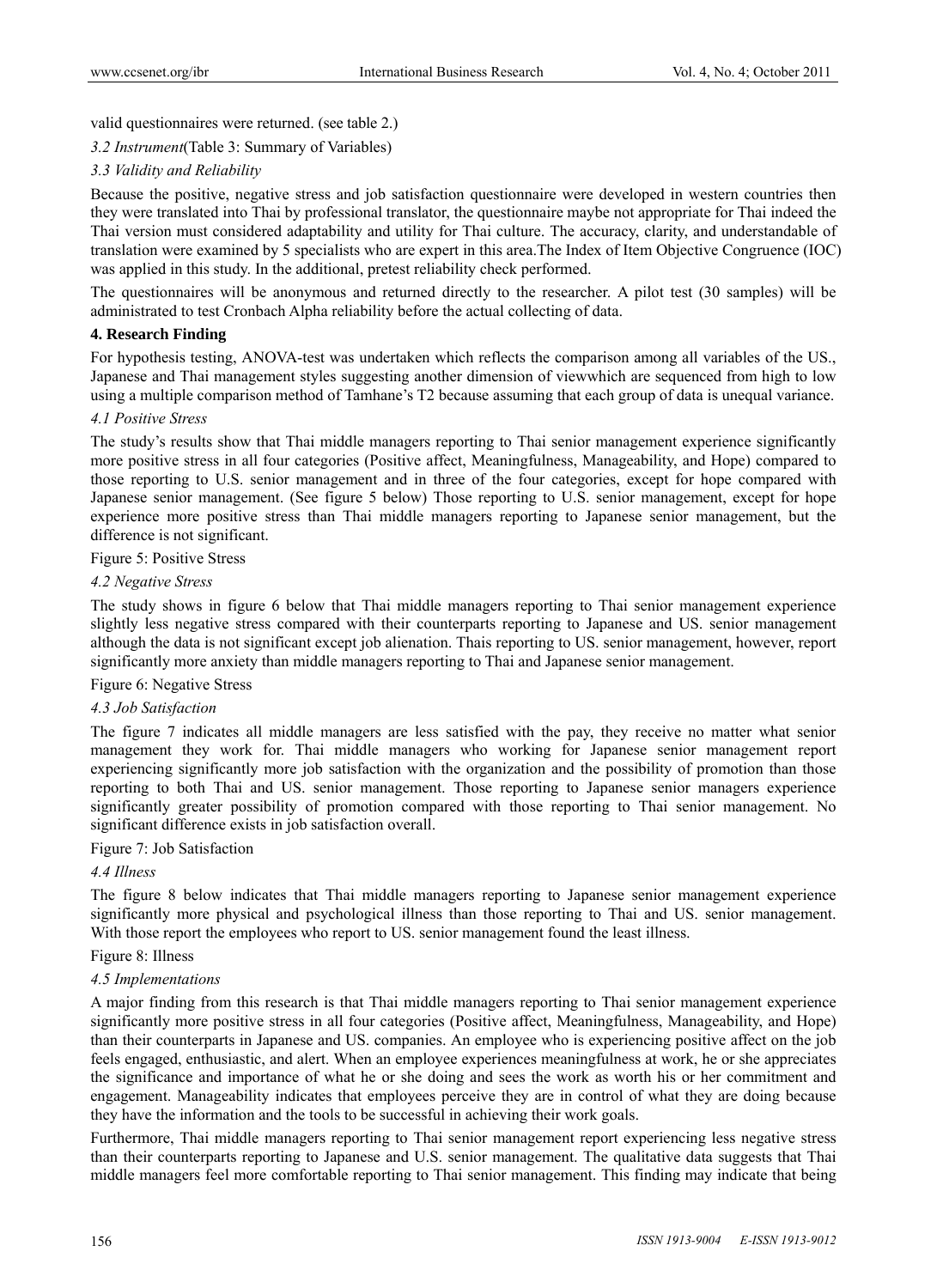valid questionnaires were returned. (see table 2.)

*3.2 Instrument*(Table 3: Summary of Variables)

*3.3 Validity and Reliability*

Because the positive, negative stress and job satisfaction questionnaire were developed in western countries then they were translated into Thai by professional translator, the questionnaire maybe not appropriate for Thai indeed the Thai version must considered adaptability and utility for Thai culture. The accuracy, clarity, and understandable of translation were examined by 5 specialists who are expert in this area.The Index of Item Objective Congruence (IOC) was applied in this study. In the additional, pretest reliability check performed.

The questionnaires will be anonymous and returned directly to the researcher. A pilot test (30 samples) will be administrated to test Cronbach Alpha reliability before the actual collecting of data.

## 4. Research Finding

For hypothesis testing, ANOVA-test was undertaken which reflects the comparison among all variables of the US., Japanese and Thai management styles suggesting another dimension of viewwhich are sequenced from high to low using a multiple comparison method of Tamhane's T2 because assuming that each group of data is unequal variance.

*4.1 Positive Stress*

The study's results show that Thai middle managers reporting to Thai senior management experience significantly more positive stress in all four categories (Positive affect, Meaningfulness, Manageability, and Hope) compared to those reporting to U.S. senior management and in three of the four categories, except for hope compared with Japanese senior management. (See figure 5 below) Those reporting to U.S. senior management, except for hope experience more positive stress than Thai middle managers reporting to Japanese senior management, but the difference is not significant.

Figure 5: Positive Stress

*4.2 Negative Stress*

The study shows in figure 6 below that Thai middle managers reporting to Thai senior management experience slightly less negative stress compared with their counterparts reporting to Japanese and US. senior management although the data is not significant except job alienation. Thais reporting to US. senior management, however, report significantly more anxiety than middle managers reporting to Thai and Japanese senior management.

Figure 6: Negative Stress

*4.3 Job Satisfaction*

The figure 7 indicates all middle managers are less satisfied with the pay, they receive no matter what senior management they work for. Thai middle managers who working for Japanese senior management report experiencing significantly more job satisfaction with the organization and the possibility of promotion than those reporting to both Thai and US. senior management. Those reporting to Japanese senior managers experience significantly greater possibility of promotion compared with those reporting to Thai senior management. No significant difference exists in job satisfaction overall.

Figure 7: Job Satisfaction

*4.4 Illness*

The figure 8 below indicates that Thai middle managers reporting to Japanese senior management experience significantly more physical and psychological illness than those reporting to Thai and US. senior management. With those report the employees who report to US. senior management found the least illness.

Figure 8: Illness

*4.5 Implementations*

A major finding from this research is that Thai middle managers reporting to Thai senior management experience significantly more positive stress in all four categories (Positive affect, Meaningfulness, Manageability, and Hope) than their counterparts in Japanese and US. companies. An employee who is experiencing positive affect on the job feels engaged, enthusiastic, and alert. When an employee experiences meaningfulness at work, he or she appreciates the significance and importance of what he or she doing and sees the work as worth his or her commitment and engagement. Manageability indicates that employees perceive they are in control of what they are doing because they have the information and the tools to be successful in achieving their work goals.

Furthermore, Thai middle managers reporting to Thai senior management report experiencing less negative stress than their counterparts reporting to Japanese and U.S. senior management. The qualitative data suggests that Thai middle managers feel more comfortable reporting to Thai senior management. This finding may indicate that being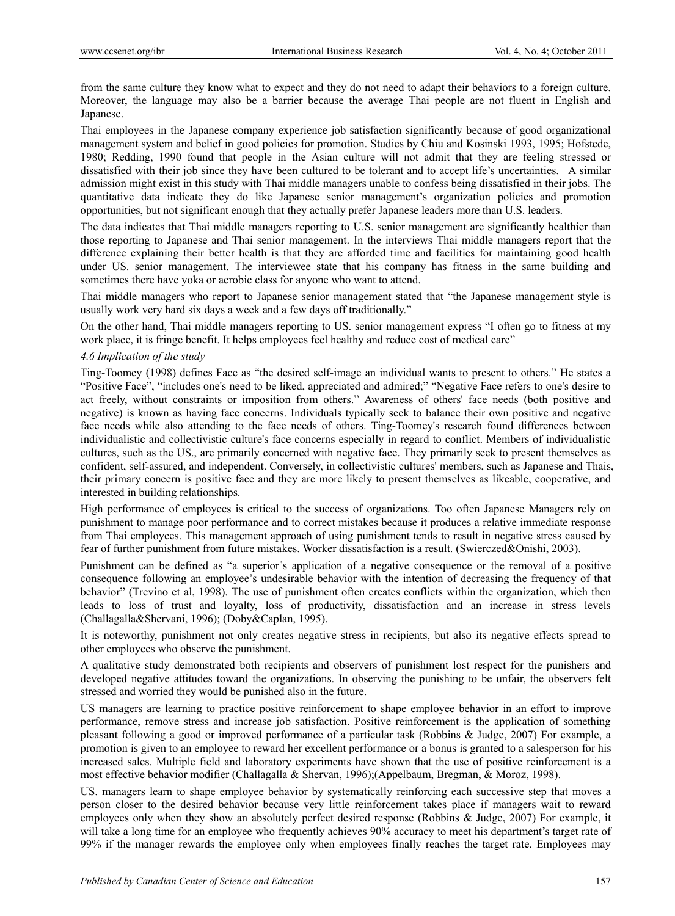from the same culture they know what to expect and they do not need to adapt their behaviors to a foreign culture. Moreover, the language may also be a barrier because the average Thai people are not fluent in English and Japanese.

Thai employees in the Japanese company experience job satisfaction significantly because of good organizational management system and belief in good policies for promotion. Studies by Chiu and Kosinski 1993, 1995; Hofstede, 1980; Redding, 1990 found that people in the Asian culture will not admit that they are feeling stressed or dissatisfied with their job since they have been cultured to be tolerant and to accept life's uncertainties. A similar admission might exist in this study with Thai middle managers unable to confess being dissatisfied in their jobs. The quantitative data indicate they do like Japanese senior management's organization policies and promotion opportunities, but not significant enough that they actually prefer Japanese leaders more than U.S. leaders.

The data indicates that Thai middle managers reporting to U.S. senior management are significantly healthier than those reporting to Japanese and Thai senior management. In the interviews Thai middle managers report that the difference explaining their better health is that they are afforded time and facilities for maintaining good health under US. senior management. The interviewee state that his company has fitness in the same building and sometimes there have yoka or aerobic class for anyone who want to attend.

Thai middle managers who report to Japanese senior management stated that "the Japanese management style is usually work very hard six days a week and a few days off traditionally."

On the other hand, Thai middle managers reporting to US. senior management express "I often go to fitness at my work place, it is fringe benefit. It helps employees feel healthy and reduce cost of medical care"

*4.6 Implication of the study*

Ting-Toomey (1998) defines Face as "the desired self-image an individual wants to present to others." He states a "Positive Face", "includes one's need to be liked, appreciated and admired;" "Negative Face refers to one's desire to act freely, without constraints or imposition from others." Awareness of others' face needs (both positive and negative) is known as having face concerns. Individuals typically seek to balance their own positive and negative face needs while also attending to the face needs of others. Ting-Toomey's research found differences between individualistic and collectivistic culture's face concerns especially in regard to conflict. Members of individualistic cultures, such as the US., are primarily concerned with negative face. They primarily seek to present themselves as confident, self-assured, and independent. Conversely, in collectivistic cultures' members, such as Japanese and Thais, their primary concern is positive face and they are more likely to present themselves as likeable, cooperative, and interested in building relationships.

High performance of employees is critical to the success of organizations. Too often Japanese Managers rely on punishment to manage poor performance and to correct mistakes because it produces a relative immediate response from Thai employees. This management approach of using punishment tends to result in negative stress caused by fear of further punishment from future mistakes. Worker dissatisfaction is a result. (Swierczed&Onishi, 2003).

Punishment can be defined as "a superior's application of a negative consequence or the removal of a positive consequence following an employee's undesirable behavior with the intention of decreasing the frequency of that behavior" (Trevino et al, 1998). The use of punishment often creates conflicts within the organization, which then leads to loss of trust and loyalty, loss of productivity, dissatisfaction and an increase in stress levels (Challagalla&Shervani, 1996); (Doby&Caplan, 1995).

It is noteworthy, punishment not only creates negative stress in recipients, but also its negative effects spread to other employees who observe the punishment.

A qualitative study demonstrated both recipients and observers of punishment lost respect for the punishers and developed negative attitudes toward the organizations. In observing the punishing to be unfair, the observers felt stressed and worried they would be punished also in the future.

US managers are learning to practice positive reinforcement to shape employee behavior in an effort to improve performance, remove stress and increase job satisfaction. Positive reinforcement is the application of something pleasant following a good or improved performance of a particular task (Robbins & Judge, 2007) For example, a promotion is given to an employee to reward her excellent performance or a bonus is granted to a salesperson for his increased sales. Multiple field and laboratory experiments have shown that the use of positive reinforcement is a most effective behavior modifier (Challagalla & Shervan, 1996);(Appelbaum, Bregman, & Moroz, 1998).

US. managers learn to shape employee behavior by systematically reinforcing each successive step that moves a person closer to the desired behavior because very little reinforcement takes place if managers wait to reward employees only when they show an absolutely perfect desired response (Robbins & Judge, 2007) For example, it will take a long time for an employee who frequently achieves 90% accuracy to meet his department's target rate of 99% if the manager rewards the employee only when employees finally reaches the target rate. Employees may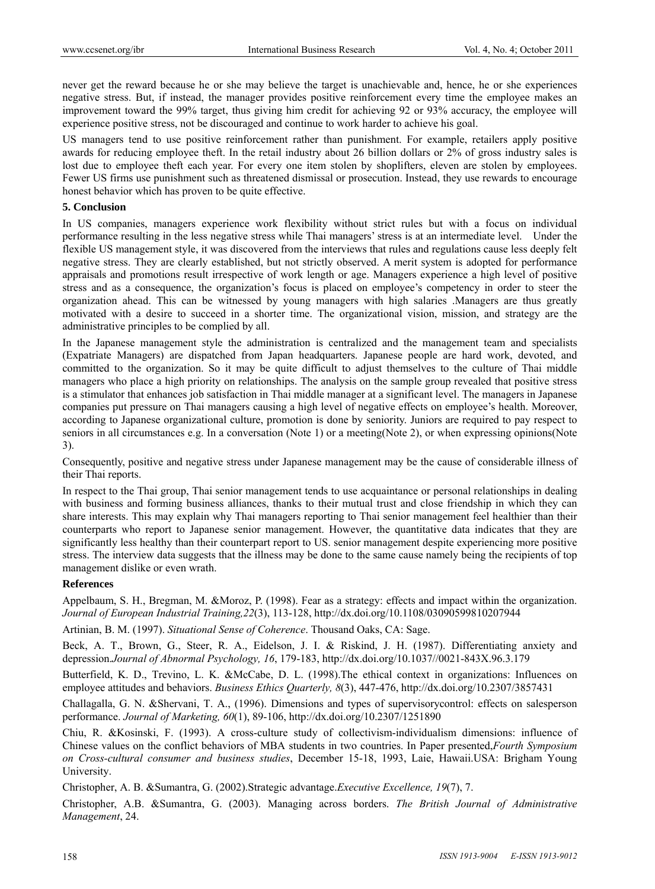never get the reward because he or she may believe the target is unachievable and, hence, he or she experiences negative stress. But, if instead, the manager provides positive reinforcement every time the employee makes an improvement toward the 99% target, thus giving him credit for achieving 92 or 93% accuracy, the employee will experience positive stress, not be discouraged and continue to work harder to achieve his goal.

US managers tend to use positive reinforcement rather than punishment. For example, retailers apply positive awards for reducing employee theft. In the retail industry about 26 billion dollars or 2% of gross industry sales is lost due to employee theft each year. For every one item stolen by shoplifters, eleven are stolen by employees. Fewer US firms use punishment such as threatened dismissal or prosecution. Instead, they use rewards to encourage honest behavior which has proven to be quite effective.

## 5. Conclusion

In US companies, managers experience work flexibility without strict rules but with a focus on individual performance resulting in the less negative stress while Thai managers' stress is at an intermediate level. Under the flexible US management style, it was discovered from the interviews that rules and regulations cause less deeply felt negative stress. They are clearly established, but not strictly observed. A merit system is adopted for performance appraisals and promotions result irrespective of work length or age. Managers experience a high level of positive stress and as a consequence, the organization's focus is placed on employee's competency in order to steer the organization ahead. This can be witnessed by young managers with high salaries .Managers are thus greatly motivated with a desire to succeed in a shorter time. The organizational vision, mission, and strategy are the administrative principles to be complied by all.

In the Japanese management style the administration is centralized and the management team and specialists (Expatriate Managers) are dispatched from Japan headquarters. Japanese people are hard work, devoted, and committed to the organization. So it may be quite difficult to adjust themselves to the culture of Thai middle managers who place a high priority on relationships. The analysis on the sample group revealed that positive stress is a stimulator that enhances job satisfaction in Thai middle manager at a significant level. The managers in Japanese companies put pressure on Thai managers causing a high level of negative effects on employee's health. Moreover, according to Japanese organizational culture, promotion is done by seniority. Juniors are required to pay respect to seniors in all circumstances e.g. In a conversation (Note 1) or a meeting(Note 2), or when expressing opinions(Note 3).

Consequently, positive and negative stress under Japanese management may be the cause of considerable illness of their Thai reports.

In respect to the Thai group, Thai senior management tends to use acquaintance or personal relationships in dealing with business and forming business alliances, thanks to their mutual trust and close friendship in which they can share interests. This may explain why Thai managers reporting to Thai senior management feel healthier than their counterparts who report to Japanese senior management. However, the quantitative data indicates that they are significantly less healthy than their counterpart report to US. senior management despite experiencing more positive stress. The interview data suggests that the illness may be done to the same cause namely being the recipients of top management dislike or even wrath.

## References

Appelbaum, S. H., Bregman, M. &Moroz, P. (1998). Fear as a strategy: effects and impact within the organization. *Journal of European Industrial Training,22*(3), 113-128, http://dx.doi.org/10.1108/03090599810207944

Artinian, B. M. (1997). *Situational Sense of Coherence*. Thousand Oaks, CA: Sage.

Beck, A. T., Brown, G., Steer, R. A., Eidelson, J. I. & Riskind, J. H. (1987). Differentiating anxiety and depression.*Journal of Abnormal Psychology, 16*, 179-183, http://dx.doi.org/10.1037//0021-843X.96.3.179

Butterfield, K. D., Trevino, L. K. &McCabe, D. L. (1998).The ethical context in organizations: Influences on employee attitudes and behaviors. *Business Ethics Quarterly, 8*(3), 447-476, http://dx.doi.org/10.2307/3857431

Challagalla, G. N. &Shervani, T. A., (1996). Dimensions and types of supervisorycontrol: effects on salesperson performance. *Journal of Marketing, 60*(1), 89-106, http://dx.doi.org/10.2307/1251890

Chiu, R. &Kosinski, F. (1993). A cross-culture study of collectivism-individualism dimensions: influence of Chinese values on the conflict behaviors of MBA students in two countries. In Paper presented,*Fourth Symposium on Cross-cultural consumer and business studies*, December 15-18, 1993, Laie, Hawaii.USA: Brigham Young University.

Christopher, A. B. &Sumantra, G. (2002).Strategic advantage.*Executive Excellence, 19*(7), 7.

Christopher, A.B. &Sumantra, G. (2003). Managing across borders. *The British Journal of Administrative Management*, 24.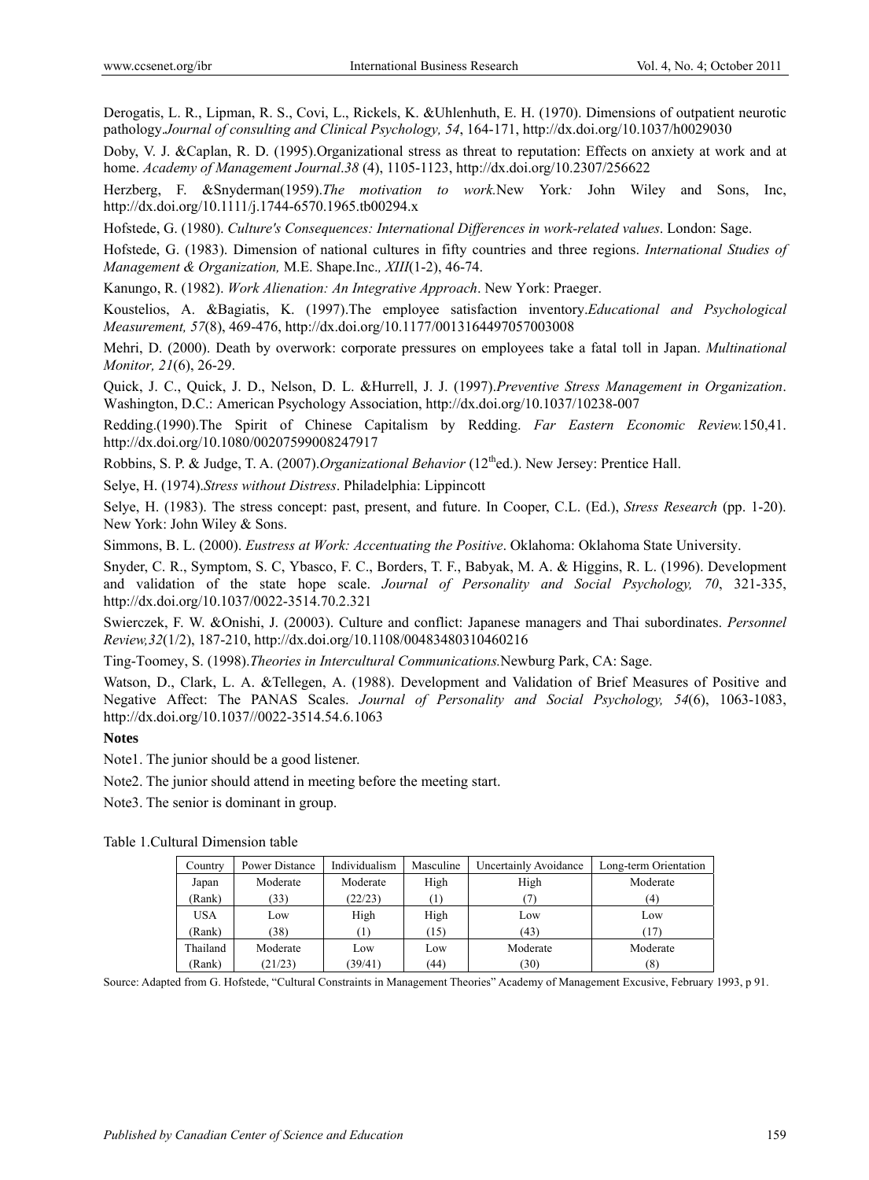Derogatis, L. R., Lipman, R. S., Covi, L., Rickels, K. &Uhlenhuth, E. H. (1970). Dimensions of outpatient neurotic pathology.*Journal of consulting and Clinical Psychology, 54*, 164-171, http://dx.doi.org/10.1037/h0029030

Doby, V. J. &Caplan, R. D. (1995).Organizational stress as threat to reputation: Effects on anxiety at work and at home. *Academy of Management Journal.38* (4), 1105-1123, http://dx.doi.org/10.2307/256622

Herzberg, F. &Snyderman(1959).*The motivation to work.*New York*:* John Wiley and Sons, Inc, http://dx.doi.org/10.1111/j.1744-6570.1965.tb00294.x

Hofstede, G. (1980). *Culture's Consequences: International Differences in work-related values*. London: Sage.

Hofstede, G. (1983). Dimension of national cultures in fifty countries and three regions. *International Studies of Management & Organization,* M.E. Shape.Inc.*, XIII*(1-2), 46-74.

Kanungo, R. (1982). *Work Alienation: An Integrative Approach*. New York: Praeger.

Koustelios, A. &Bagiatis, K. (1997).The employee satisfaction inventory.*Educational and Psychological Measurement, 57*(8), 469-476, http://dx.doi.org/10.1177/0013164497057003008

Mehri, D. (2000). Death by overwork: corporate pressures on employees take a fatal toll in Japan. *Multinational Monitor, 21*(6), 26-29.

Quick, J. C., Quick, J. D., Nelson, D. L. &Hurrell, J. J. (1997).*Preventive Stress Management in Organization*. Washington, D.C.: American Psychology Association, http://dx.doi.org/10.1037/10238-007

Redding.(1990).The Spirit of Chinese Capitalism by Redding. *Far Eastern Economic Review.*150,41. http://dx.doi.org/10.1080/00207599008247917

Robbins, S. P. & Judge, T. A. (2007).*Organizational Behavior* (12thed.). New Jersey: Prentice Hall.

Selye, H. (1974).*Stress without Distress*. Philadelphia: Lippincott

Selye, H. (1983). The stress concept: past, present, and future. In Cooper, C.L. (Ed.), *Stress Research* (pp. 1-20). New York: John Wiley & Sons.

Simmons, B. L. (2000). *Eustress at Work: Accentuating the Positive*. Oklahoma: Oklahoma State University.

Snyder, C. R., Symptom, S. C, Ybasco, F. C., Borders, T. F., Babyak, M. A. & Higgins, R. L. (1996). Development and validation of the state hope scale. *Journal of Personality and Social Psychology, 70*, 321-335, http://dx.doi.org/10.1037/0022-3514.70.2.321

Swierczek, F. W. &Onishi, J. (20003). Culture and conflict: Japanese managers and Thai subordinates. *Personnel Review,32*(1/2), 187-210, http://dx.doi.org/10.1108/00483480310460216

Ting-Toomey, S. (1998).*Theories in Intercultural Communications.*Newburg Park, CA: Sage.

Watson, D., Clark, L. A. &Tellegen, A. (1988). Development and Validation of Brief Measures of Positive and Negative Affect: The PANAS Scales. *Journal of Personality and Social Psychology, 54*(6), 1063-1083, http://dx.doi.org/10.1037//0022-3514.54.6.1063

**Notes**

Note1. The junior should be a good listener.

Note2. The junior should attend in meeting before the meeting start.

Note3. The senior is dominant in group.

Table 1.Cultural Dimension table

| Country | Power Distance | Individualism | Masculine | Uncertainly Avoidance | Long-term Orientation |
|---|---|---|---|---|---|
| Japan | Moderate | Moderate | High | High | Moderate |
| (Rank) | (33) | (22/23) | (1) | (7) | (4) |
| USA | Low | High | High | Low | Low |
| (Rank) | (38) | (1) | (15) | (43) | (17) |
| Thailand | Moderate | Low | Low | Moderate | Moderate |
| (Rank) | (21/23) | (39/41) | (44) | (30) | (8) |

Source: Adapted from G. Hofstede, "Cultural Constraints in Management Theories" Academy of Management Excusive, February 1993, p 91.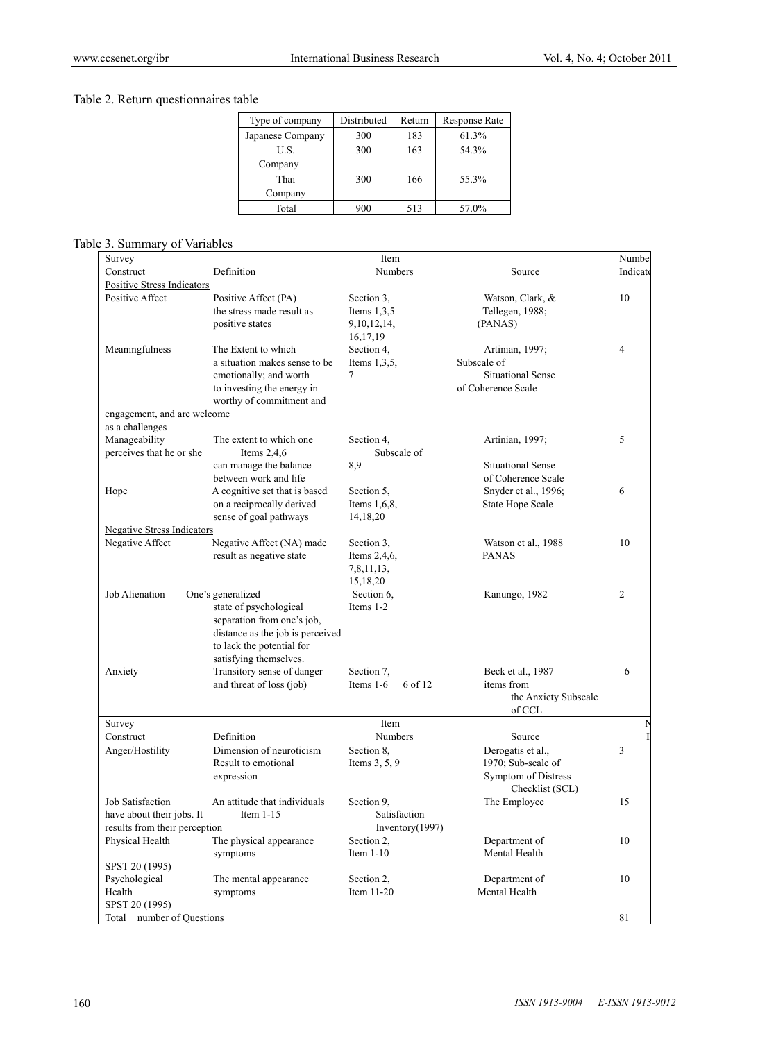Table 2. Return questionnaires table

| Type of company | Distributed | Return | Response Rate |
|---|---|---|---|
| Japanese Company | 300 | 183 | 61.3% |
| U.S. Company | 300 | 163 | 54.3% |
| Thai Company | 300 | 166 | 55.3% |
| Total | 900 | 513 | 57.0% |

Table 3. Summary of Variables

| Survey Construct | Definition | Item Numbers | Source | Number Indicator |
|---|---|---|---|---|
| **Positive Stress Indicators** | | | | |
| Positive Affect | Positive Affect (PA) the stress made result as positive states | Section 3, Items 1,3,5 9,10,12,14, 16,17,19 | Watson, Clark, & Tellegen, 1988; (PANAS) | 10 |
| Meaningfulness | The Extent to which a situation makes sense to be emotionally; and worth to investing the energy in worthy of commitment and engagement, and are welcome as a challenges | Section 4, Items 1,3,5, 7 | Artinian, 1997; Subscale of Situational Sense of Coherence Scale | 4 |
| Manageability | The extent to which one perceives that he or she can manage the balance between work and life | Section 4, Items 2,4,6 8,9 | Artinian, 1997; Subscale of Situational Sense of Coherence Scale | 5 |
| Hope | A cognitive set that is based on a reciprocally derived sense of goal pathways | Section 5, Items 1,6,8, 14,18,20 | Snyder et al., 1996; State Hope Scale | 6 |
| **Negative Stress Indicators** | | | | |
| Negative Affect | Negative Affect (NA) made result as negative state | Section 3, Items 2,4,6, 7,8,11,13, 15,18,20 | Watson et al., 1988 PANAS | 10 |
| Job Alienation | One's generalized state of psychological separation from one's job, distance as the job is perceived to lack the potential for satisfying themselves. | Section 6, Items 1-2 | Kanungo, 1982 | 2 |
| Anxiety | Transitory sense of danger and threat of loss (job) | Section 7, Items 1-6 | 6 of 12 items from the Anxiety Subscale of CCL | Beck et al., 1987 | 6 |
| Anger/Hostility | Dimension of neuroticism Result to emotional expression | Section 8, Items 3, 5, 9 | Derogatis et al., 1970; Sub-scale of Symptom of Distress Checklist (SCL) | 3 |
| Job Satisfaction | An attitude that individuals have about their jobs. It results from their perception | Section 9, Item 1-15 | The Employee Satisfaction Inventory(1997) | 15 |
| Physical Health | The physical appearance symptoms | Section 2, Item 1-10 | Department of Mental Health SPST 20 (1995) | 10 |
| Psychological Health | The mental appearance symptoms | Section 2, Item 11-20 | Department of Mental Health SPST 20 (1995) | 10 |
| Total number of Questions | | | | 81 |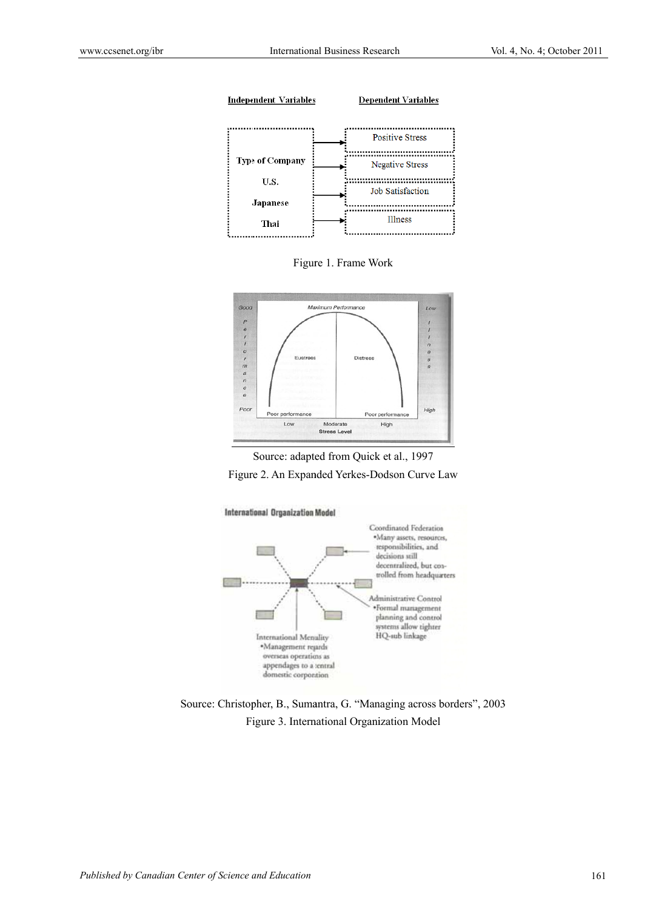Figure 1. Frame Work

Source: adapted from Quick et al., 1997

Figure 2. An Expanded Yerkes-Dodson Curve Law

Source: Christopher, B., Sumantra, G. "Managing across borders", 2003

Figure 3. International Organization Model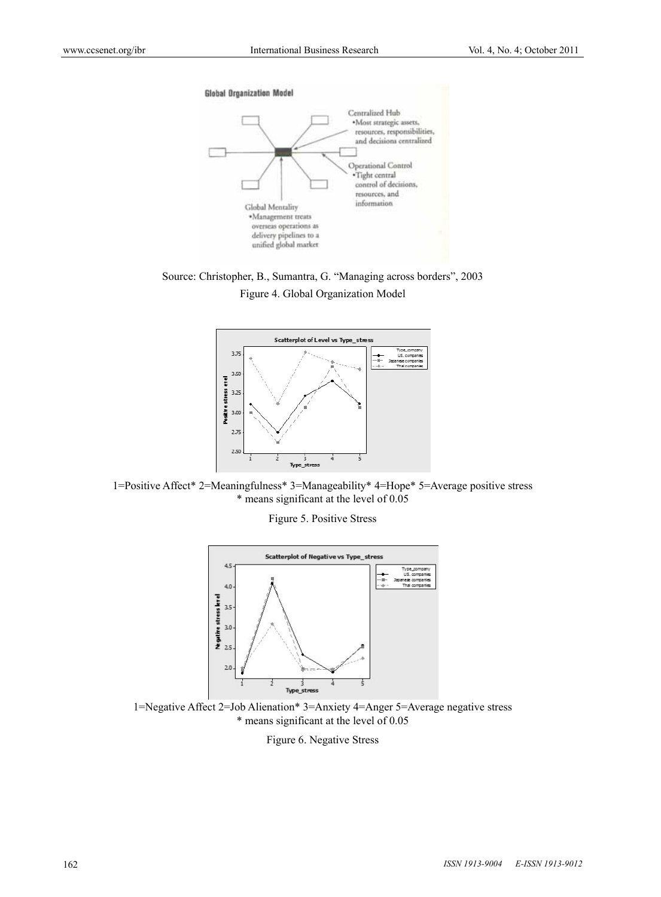Source: Christopher, B., Sumantra, G. "Managing across borders", 2003

Figure 4. Global Organization Model

1=Positive Affect* 2=Meaningfulness* 3=Manageability* 4=Hope* 5=Average positive stress

* means significant at the level of 0.05

Figure 5. Positive Stress

1=Negative Affect 2=Job Alienation* 3=Anxiety 4=Anger 5=Average negative stress

* means significant at the level of 0.05

Figure 6. Negative Stress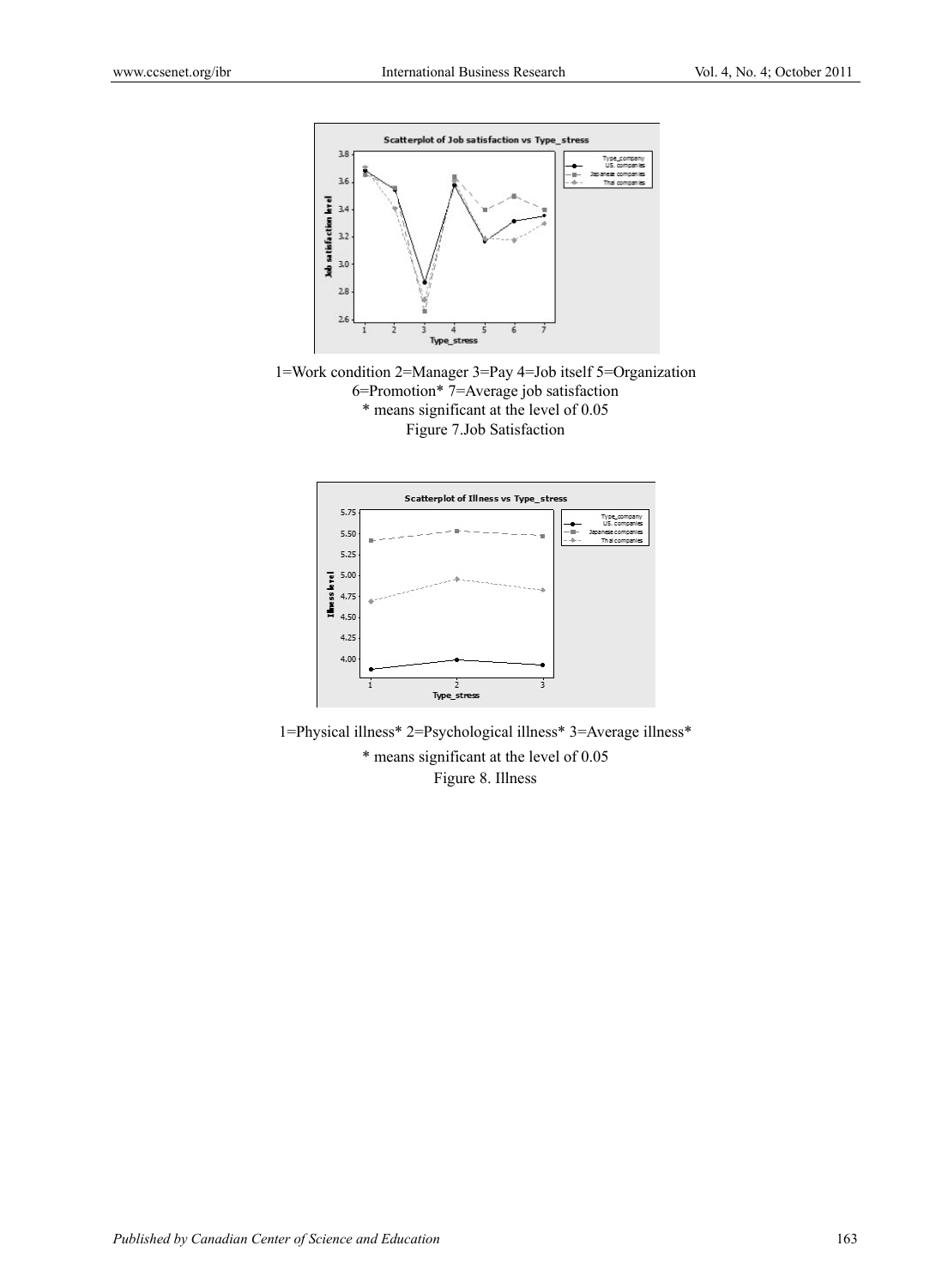Scatterplot of Job satisfaction vs Type_stress

Job satisfaction level

3.8
3.6
3.4
3.2
3.0
2.8
2.6

1 2 3 4 5 6 7

Type_stress

Type_company
US. companies
Japanese companies
Thai companies

1=Work condition 2=Manager 3=Pay 4=Job itself 5=Organization
6=Promotion* 7=Average job satisfaction
* means significant at the level of 0.05
Figure 7.Job Satisfaction

Scatterplot of Illness vs Type_stress

Illness level

5.75
5.50
5.25
5.00
4.75
4.50
4.25
4.00

1 2 3

Type_stress

Type_company
US. companies
Japanese companies
Thai companies

1=Physical illness* 2=Psychological illness* 3=Average illness*
* means significant at the level of 0.05
Figure 8. Illness